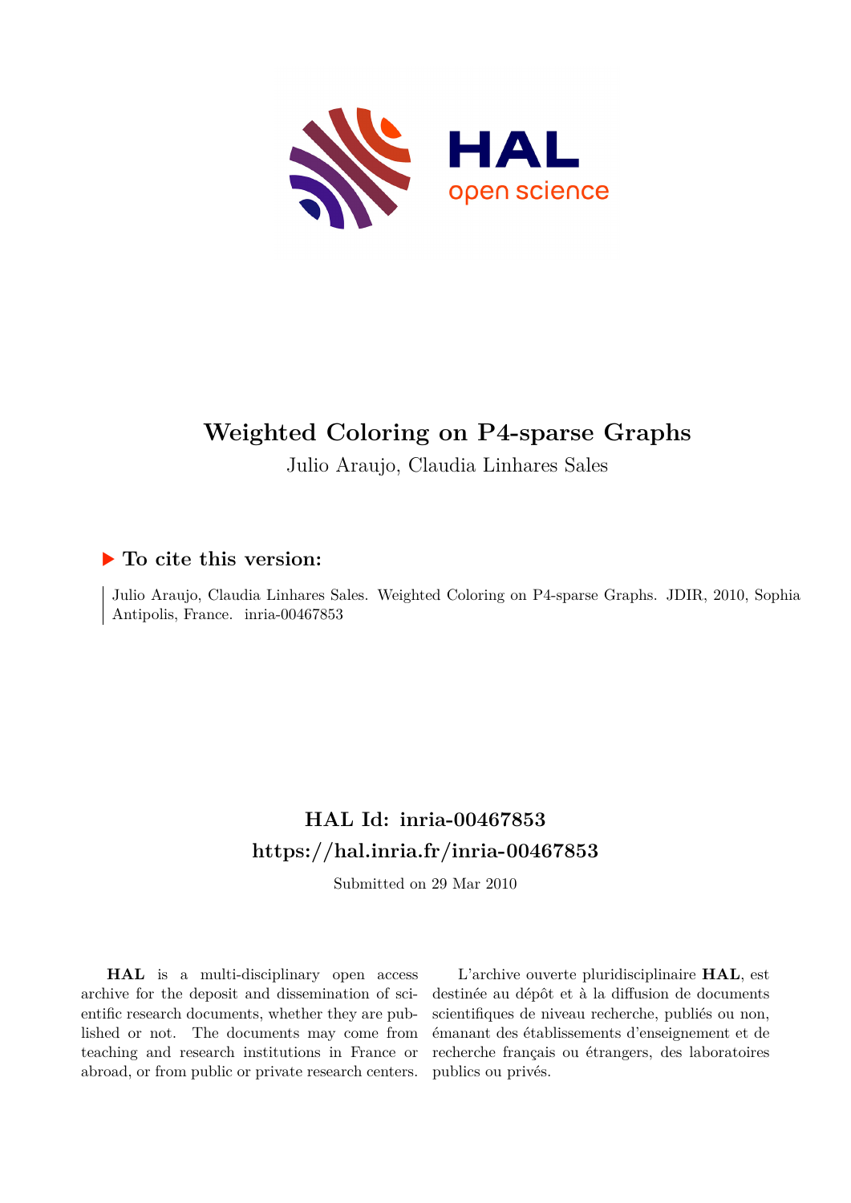# Weighted Coloring on P4-sparse Graphs

Julio Araujo, Claudia Linhares Sales

## ▶ To cite this version:

Julio Araujo, Claudia Linhares Sales. Weighted Coloring on P4-sparse Graphs. JDIR, 2010, Sophia Antipolis, France. inria-00467853

## HAL Id: inria-00467853

## https://hal.inria.fr/inria-00467853

Submitted on 29 Mar 2010

**HAL** is a multi-disciplinary open access archive for the deposit and dissemination of scientific research documents, whether they are published or not. The documents may come from teaching and research institutions in France or abroad, or from public or private research centers.

L'archive ouverte pluridisciplinaire **HAL**, est destinée au dépôt et à la diffusion de documents scientifiques de niveau recherche, publiés ou non, émanant des établissements d'enseignement et de recherche français ou étrangers, des laboratoires publics ou privés.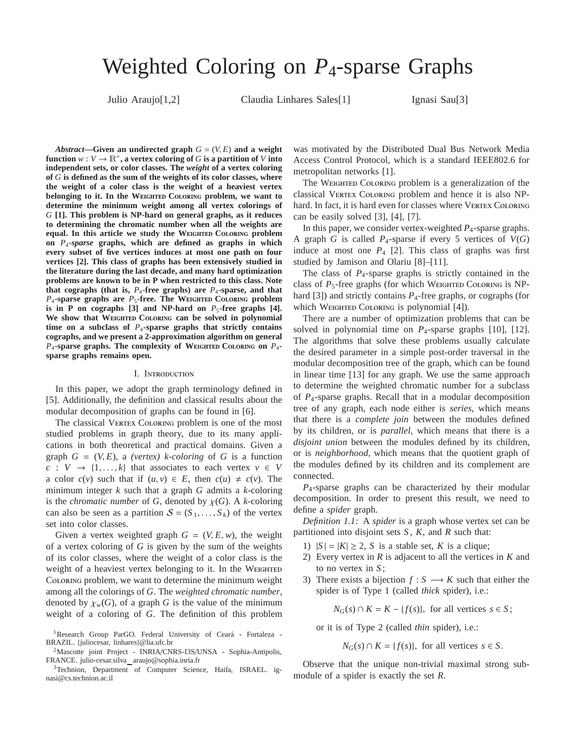# Weighted Coloring on $P_4$-sparse Graphs

Julio Araujo[1,2] Claudia Linhares Sales[1] Ignasi Sau[3]

***Abstract*—Given an undirected graph $G = (V, E)$ and a weight function $w : V \to \mathbb{R}^+$, a vertex coloring of $G$ is a partition of $V$ into independent sets, or color classes. The *weight* of a vertex coloring of $G$ is defined as the sum of the weights of its color classes, where the weight of a color class is the weight of a heaviest vertex belonging to it. In the WEIGHTED COLORING problem, we want to determine the minimum weight among all vertex colorings of $G$ [1]. This problem is NP-hard on general graphs, as it reduces to determining the chromatic number when all the weights are equal. In this article we study the WEIGHTED COLORING problem on $P_4$-*sparse* graphs, which are defined as graphs in which every subset of five vertices induces at most one path on four vertices [2]. This class of graphs has been extensively studied in the literature during the last decade, and many hard optimization problems are known to be in P when restricted to this class. Note that cographs (that is, $P_4$-free graphs) are $P_4$-sparse, and that $P_4$-sparse graphs are $P_5$-free. The WEIGHTED COLORING problem is in P on cographs [3] and NP-hard on $P_5$-free graphs [4]. We show that WEIGHTED COLORING can be solved in polynomial time on a subclass of $P_4$-sparse graphs that strictly contains cographs, and we present a 2-approximation algorithm on general $P_4$-sparse graphs. The complexity of WEIGHTED COLORING on $P_4$-sparse graphs remains open.**

## I. INTRODUCTION

In this paper, we adopt the graph terminology defined in [5]. Additionally, the definition and classical results about the modular decomposition of graphs can be found in [6].

The classical VERTEX COLORING problem is one of the most studied problems in graph theory, due to its many applications in both theoretical and practical domains. Given a graph $G = (V, E)$, a *(vertex) k-coloring* of $G$ is a function $c : V \to \{1, \ldots, k\}$ that associates to each vertex $v \in V$ a color $c(v)$ such that if $(u, v) \in E$, then $c(u) \neq c(v)$. The minimum integer $k$ such that a graph $G$ admits a $k$-coloring is the *chromatic number* of $G$, denoted by $\chi(G)$. A $k$-coloring can also be seen as a partition $\mathcal{S} = (S_1, \ldots, S_k)$ of the vertex set into color classes.

Given a vertex weighted graph $G = (V, E, w)$, the weight of a vertex coloring of $G$ is given by the sum of the weights of its color classes, where the weight of a color class is the weight of a heaviest vertex belonging to it. In the WEIGHTED COLORING problem, we want to determine the minimum weight among all the colorings of $G$. The *weighted chromatic number*, denoted by $\chi_w(G)$, of a graph $G$ is the value of the minimum weight of a coloring of $G$. The definition of this problem was motivated by the Distributed Dual Bus Network Media Access Control Protocol, which is a standard IEEE802.6 for metropolitan networks [1].

The WEIGHTED COLORING problem is a generalization of the classical VERTEX COLORING problem and hence it is also NP-hard. In fact, it is hard even for classes where VERTEX COLORING can be easily solved [3], [4], [7].

In this paper, we consider vertex-weighted $P_4$-sparse graphs. A graph $G$ is called $P_4$-sparse if every 5 vertices of $V(G)$ induce at most one $P_4$ [2]. This class of graphs was first studied by Jamison and Olariu [8]–[11].

The class of $P_4$-sparse graphs is strictly contained in the class of $P_5$-free graphs (for which WEIGHTED COLORING is NP-hard [3]) and strictly contains $P_4$-free graphs, or cographs (for which WEIGHTED COLORING is polynomial [4]).

There are a number of optimization problems that can be solved in polynomial time on $P_4$-sparse graphs [10], [12]. The algorithms that solve these problems usually calculate the desired parameter in a simple post-order traversal in the modular decomposition tree of the graph, which can be found in linear time [13] for any graph. We use the same approach to determine the weighted chromatic number for a subclass of $P_4$-sparse graphs. Recall that in a modular decomposition tree of any graph, each node either is *series*, which means that there is a *complete join* between the modules defined by its children, or is *parallel*, which means that there is a *disjoint union* between the modules defined by its children, or is *neighborhood*, which means that the quotient graph of the modules defined by its children and its complement are connected.

$P_4$-sparse graphs can be characterized by their modular decomposition. In order to present this result, we need to define a *spider* graph.

*Definition 1.1:* A *spider* is a graph whose vertex set can be partitioned into disjoint sets $S$, $K$, and $R$ such that:

1) $|S| = |K| \geq 2$, $S$ is a stable set, $K$ is a clique;
2) Every vertex in $R$ is adjacent to all the vertices in $K$ and to no vertex in $S$;
3) There exists a bijection $f : S \longrightarrow K$ such that either the spider is of Type 1 (called *thick* spider), i.e.:

$$N_G(s) \cap K = K - \{f(s)\}, \text{ for all vertices } s \in S;$$

or it is of Type 2 (called *thin* spider), i.e.:

$$N_G(s) \cap K = \{f(s)\}, \text{ for all vertices } s \in S.$$

Observe that the unique non-trivial maximal strong submodule of a spider is exactly the set $R$.

[1]Research Group ParGO. Federal University of Ceará - Fortaleza - BRAZIL. {juliocesar, linhares}@lia.ufc.br

[2]Mascotte joint Project - INRIA/CNRS-I3S/UNSA - Sophia-Antipolis, FRANCE. julio-cesar.silva_araujo@sophia.inria.fr

[3]Technion, Department of Computer Science, Haifa, ISRAEL. ignasi@cs.technion.ac.il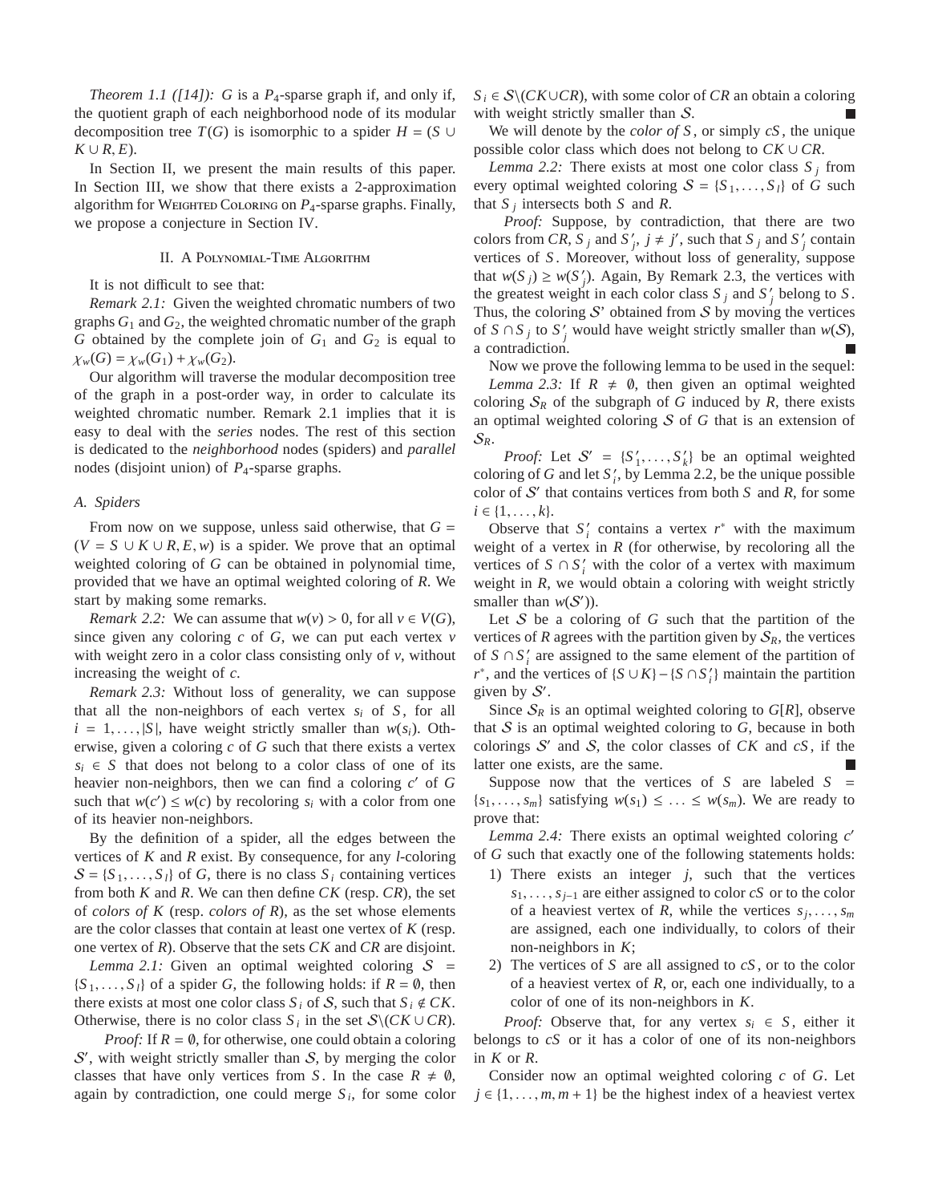*Theorem 1.1 ([14]):* $G$ is a $P_4$-sparse graph if, and only if, the quotient graph of each neighborhood node of its modular decomposition tree $T(G)$ is isomorphic to a spider $H = (S \cup K \cup R, E)$.

In Section II, we present the main results of this paper. In Section III, we show that there exists a 2-approximation algorithm for Weighted Coloring on $P_4$-sparse graphs. Finally, we propose a conjecture in Section IV.

## II. A Polynomial-Time Algorithm

It is not difficult to see that:

*Remark 2.1:* Given the weighted chromatic numbers of two graphs $G_1$ and $G_2$, the weighted chromatic number of the graph $G$ obtained by the complete join of $G_1$ and $G_2$ is equal to $\chi_w(G) = \chi_w(G_1) + \chi_w(G_2)$.

Our algorithm will traverse the modular decomposition tree of the graph in a post-order way, in order to calculate its weighted chromatic number. Remark 2.1 implies that it is easy to deal with the *series* nodes. The rest of this section is dedicated to the *neighborhood* nodes (spiders) and *parallel* nodes (disjoint union) of $P_4$-sparse graphs.

### A. Spiders

From now on we suppose, unless said otherwise, that $G = (V = S \cup K \cup R, E, w)$ is a spider. We prove that an optimal weighted coloring of $G$ can be obtained in polynomial time, provided that we have an optimal weighted coloring of $R$. We start by making some remarks.

*Remark 2.2:* We can assume that $w(v) > 0$, for all $v \in V(G)$, since given any coloring $c$ of $G$, we can put each vertex $v$ with weight zero in a color class consisting only of $v$, without increasing the weight of $c$.

*Remark 2.3:* Without loss of generality, we can suppose that all the non-neighbors of each vertex $s_i$ of $S$, for all $i = 1, \ldots, |S|$, have weight strictly smaller than $w(s_i)$. Otherwise, given a coloring $c$ of $G$ such that there exists a vertex $s_i \in S$ that does not belong to a color class of one of its heavier non-neighbors, then we can find a coloring $c'$ of $G$ such that $w(c') \leq w(c)$ by recoloring $s_i$ with a color from one of its heavier non-neighbors.

By the definition of a spider, all the edges between the vertices of $K$ and $R$ exist. By consequence, for any $l$-coloring $\mathcal{S} = \{S_1, \ldots, S_l\}$ of $G$, there is no class $S_i$ containing vertices from both $K$ and $R$. We can then define $CK$ (resp. $CR$), the set of *colors of* $K$ (resp. *colors of* $R$), as the set whose elements are the color classes that contain at least one vertex of $K$ (resp. one vertex of $R$). Observe that the sets $CK$ and $CR$ are disjoint.

*Lemma 2.1:* Given an optimal weighted coloring $\mathcal{S} = \{S_1, \ldots, S_l\}$ of a spider $G$, the following holds: if $R = \emptyset$, then there exists at most one color class $S_i$ of $\mathcal{S}$, such that $S_i \notin CK$. Otherwise, there is no color class $S_i$ in the set $\mathcal{S} \backslash (CK \cup CR)$.

*Proof:* If $R = \emptyset$, for otherwise, one could obtain a coloring $\mathcal{S}'$, with weight strictly smaller than $\mathcal{S}$, by merging the color classes that have only vertices from $S$. In the case $R \neq \emptyset$, again by contradiction, one could merge $S_i$, for some color $S_i \in \mathcal{S} \backslash (CK \cup CR)$, with some color of $CR$ an obtain a coloring with weight strictly smaller than $\mathcal{S}$. ∎

We will denote by the *color of* $S$, or simply $cS$, the unique possible color class which does not belong to $CK \cup CR$.

*Lemma 2.2:* There exists at most one color class $S_j$ from every optimal weighted coloring $\mathcal{S} = \{S_1, \ldots, S_l\}$ of $G$ such that $S_j$ intersects both $S$ and $R$.

*Proof:* Suppose, by contradiction, that there are two colors from $CR$, $S_j$ and $S'_j$, $j \neq j'$, such that $S_j$ and $S'_j$ contain vertices of $S$. Moreover, without loss of generality, suppose that $w(S_j) \geq w(S'_j)$. Again, By Remark 2.3, the vertices with the greatest weight in each color class $S_j$ and $S'_j$ belong to $S$. Thus, the coloring $\mathcal{S}$' obtained from $\mathcal{S}$ by moving the vertices of $S \cap S_j$ to $S'_j$ would have weight strictly smaller than $w(\mathcal{S})$, a contradiction. ∎

Now we prove the following lemma to be used in the sequel:

*Lemma 2.3:* If $R \neq \emptyset$, then given an optimal weighted coloring $\mathcal{S}_R$ of the subgraph of $G$ induced by $R$, there exists an optimal weighted coloring $\mathcal{S}$ of $G$ that is an extension of $\mathcal{S}_R$.

*Proof:* Let $\mathcal{S}' = \{S'_1, \ldots, S'_k\}$ be an optimal weighted coloring of $G$ and let $S'_i$, by Lemma 2.2, be the unique possible color of $\mathcal{S}'$ that contains vertices from both $S$ and $R$, for some $i \in \{1, \ldots, k\}$.

Observe that $S'_i$ contains a vertex $r^*$ with the maximum weight of a vertex in $R$ (for otherwise, by recoloring all the vertices of $S \cap S'_i$ with the color of a vertex with maximum weight in $R$, we would obtain a coloring with weight strictly smaller than $w(\mathcal{S}')$).

Let $\mathcal{S}$ be a coloring of $G$ such that the partition of the vertices of $R$ agrees with the partition given by $\mathcal{S}_R$, the vertices of $S \cap S'_i$ are assigned to the same element of the partition of $r^*$, and the vertices of $\{S \cup K\} - \{S \cap S'_i\}$ maintain the partition given by $\mathcal{S}'$.

Since $\mathcal{S}_R$ is an optimal weighted coloring to $G[R]$, observe that $\mathcal{S}$ is an optimal weighted coloring to $G$, because in both colorings $\mathcal{S}'$ and $\mathcal{S}$, the color classes of $CK$ and $cS$, if the latter one exists, are the same. ∎

Suppose now that the vertices of $S$ are labeled $S = \{s_1, \ldots, s_m\}$ satisfying $w(s_1) \leq \ldots \leq w(s_m)$. We are ready to prove that:

*Lemma 2.4:* There exists an optimal weighted coloring $c'$ of $G$ such that exactly one of the following statements holds:

1) There exists an integer $j$, such that the vertices $s_1, \ldots, s_{j-1}$ are either assigned to color $cS$ or to the color of a heaviest vertex of $R$, while the vertices $s_j, \ldots, s_m$ are assigned, each one individually, to colors of their non-neighbors in $K$;
2) The vertices of $S$ are all assigned to $cS$, or to the color of a heaviest vertex of $R$, or, each one individually, to a color of one of its non-neighbors in $K$.

*Proof:* Observe that, for any vertex $s_i \in S$, either it belongs to $cS$ or it has a color of one of its non-neighbors in $K$ or $R$.

Consider now an optimal weighted coloring $c$ of $G$. Let $j \in \{1, \ldots, m, m+1\}$ be the highest index of a heaviest vertex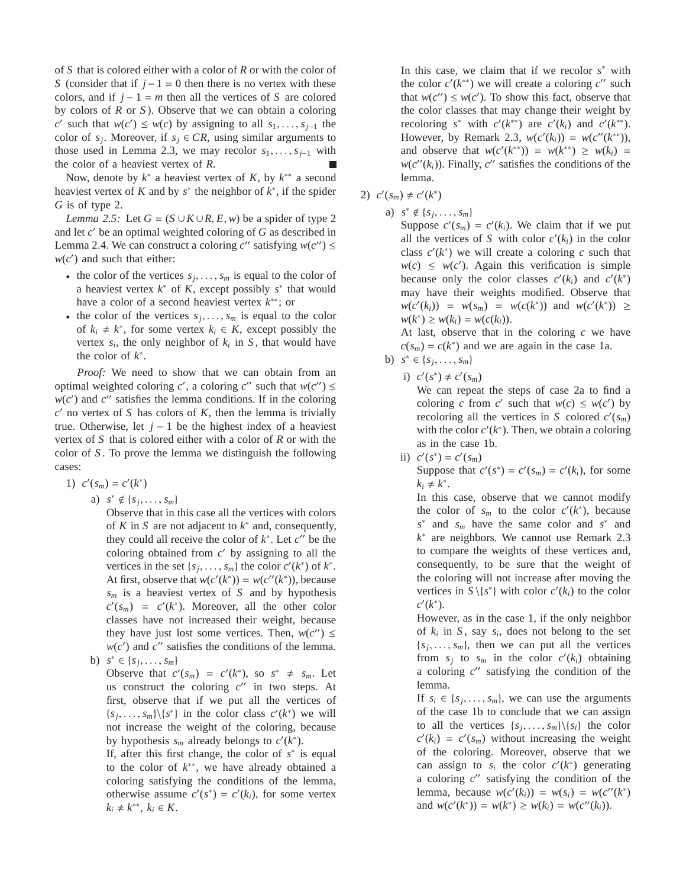of $S$ that is colored either with a color of $R$ or with the color of $S$ (consider that if $j-1=0$ then there is no vertex with these colors, and if $j-1=m$ then all the vertices of $S$ are colored by colors of $R$ or $S$). Observe that we can obtain a coloring $c'$ such that $w(c') \leq w(c)$ by assigning to all $s_1,\dots,s_{j-1}$ the color of $s_j$. Moreover, if $s_j \in CR$, using similar arguments to those used in Lemma 2.3, we may recolor $s_1,\dots,s_{j-1}$ with the color of a heaviest vertex of $R$. ■

Now, denote by $k^*$ a heaviest vertex of $K$, by $k^{**}$ a second heaviest vertex of $K$ and by $s^*$ the neighbor of $k^*$, if the spider $G$ is of type 2.

*Lemma 2.5:* Let $G=(S\cup K\cup R,E,w)$ be a spider of type 2 and let $c'$ be an optimal weighted coloring of $G$ as described in Lemma 2.4. We can construct a coloring $c''$ satisfying $w(c'') \leq w(c')$ and such that either:

- the color of the vertices $s_j,\dots,s_m$ is equal to the color of a heaviest vertex $k^*$ of $K$, except possibly $s^*$ that would have a color of a second heaviest vertex $k^{**}$; or
- the color of the vertices $s_j,\dots,s_m$ is equal to the color of $k_i \neq k^*$, for some vertex $k_i \in K$, except possibly the vertex $s_i$, the only neighbor of $k_i$ in $S$, that would have the color of $k^*$.

*Proof:* We need to show that we can obtain from an optimal weighted coloring $c'$, a coloring $c''$ such that $w(c'') \leq w(c')$ and $c''$ satisfies the lemma conditions. If in the coloring $c'$ no vertex of $S$ has colors of $K$, then the lemma is trivially true. Otherwise, let $j-1$ be the highest index of a heaviest vertex of $S$ that is colored either with a color of $R$ or with the color of $S$. To prove the lemma we distinguish the following cases:

1) $c'(s_m) = c'(k^*)$
   a) $s^* \notin \{s_j,\dots,s_m\}$
      Observe that in this case all the vertices with colors of $K$ in $S$ are not adjacent to $k^*$ and, consequently, they could all receive the color of $k^*$. Let $c''$ be the coloring obtained from $c'$ by assigning to all the vertices in the set $\{s_j,\dots,s_m\}$ the color $c'(k^*)$ of $k^*$. At first, observe that $w(c'(k^*)) = w(c''(k^*))$, because $s_m$ is a heaviest vertex of $S$ and by hypothesis $c'(s_m) = c'(k^*)$. Moreover, all the other color classes have not increased their weight, because they have just lost some vertices. Then, $w(c'') \leq w(c')$ and $c''$ satisfies the conditions of the lemma.
   b) $s^* \in \{s_j,\dots,s_m\}$
      Observe that $c'(s_m) = c'(k^*)$, so $s^* \neq s_m$. Let us construct the coloring $c''$ in two steps. At first, observe that if we put all the vertices of $\{s_j,\dots,s_m\}\backslash\{s^*\}$ in the color class $c'(k^*)$ we will not increase the weight of the coloring, because by hypothesis $s_m$ already belongs to $c'(k^*)$.
      If, after this first change, the color of $s^*$ is equal to the color of $k^{**}$, we have already obtained a coloring satisfying the conditions of the lemma, otherwise assume $c'(s^*) = c'(k_i)$, for some vertex $k_i \neq k^{**}$, $k_i \in K$.
      In this case, we claim that if we recolor $s^*$ with the color $c'(k^{**})$ we will create a coloring $c''$ such that $w(c'') \leq w(c')$. To show this fact, observe that the color classes that may change their weight by recoloring $s^*$ with $c'(k^{**})$ are $c'(k_i)$ and $c'(k^{**})$. However, by Remark 2.3, $w(c'(k_i)) = w(c''(k^{**}))$, and observe that $w(c'(k^{**})) = w(k^{**}) \geq w(k_i) = w(c''(k_i))$. Finally, $c''$ satisfies the conditions of the lemma.
2) $c'(s_m) \neq c'(k^*)$
   a) $s^* \notin \{s_j,\dots,s_m\}$
      Suppose $c'(s_m) = c'(k_i)$. We claim that if we put all the vertices of $S$ with color $c'(k_i)$ in the color class $c'(k^*)$ we will create a coloring $c$ such that $w(c) \leq w(c')$. Again this verification is simple because only the color classes $c'(k_i)$ and $c'(k^*)$ may have their weights modified. Observe that $w(c'(k_i)) = w(s_m) = w(c(k^*))$ and $w(c'(k^*)) \geq w(k^*) \geq w(k_i) = w(c(k_i))$.
      At last, observe that in the coloring $c$ we have $c(s_m) = c(k^*)$ and we are again in the case 1a.
   b) $s^* \in \{s_j,\dots,s_m\}$
      i) $c'(s^*) \neq c'(s_m)$
         We can repeat the steps of case 2a to find a coloring $c$ from $c'$ such that $w(c) \leq w(c')$ by recoloring all the vertices in $S$ colored $c'(s_m)$ with the color $c'(k^*)$. Then, we obtain a coloring as in the case 1b.
      ii) $c'(s^*) = c'(s_m)$
         Suppose that $c'(s^*) = c'(s_m) = c'(k_i)$, for some $k_i \neq k^*$.
         In this case, observe that we cannot modify the color of $s_m$ to the color $c'(k^*)$, because $s^*$ and $s_m$ have the same color and $s^*$ and $k^*$ are neighbors. We cannot use Remark 2.3 to compare the weights of these vertices and, consequently, to be sure that the weight of the coloring will not increase after moving the vertices in $S\backslash\{s^*\}$ with color $c'(k_i)$ to the color $c'(k^*)$.
         However, as in the case 1, if the only neighbor of $k_i$ in $S$, say $s_i$, does not belong to the set $\{s_j,\dots,s_m\}$, then we can put all the vertices from $s_j$ to $s_m$ in the color $c'(k_i)$ obtaining a coloring $c''$ satisfying the condition of the lemma.
         If $s_i \in \{s_j,\dots,s_m\}$, we can use the arguments of the case 1b to conclude that we can assign to all the vertices $\{s_j,\dots,s_m\}\backslash\{s_i\}$ the color $c'(k_i) = c'(s_m)$ without increasing the weight of the coloring. Moreover, observe that we can assign to $s_i$ the color $c'(k^*)$ generating a coloring $c''$ satisfying the condition of the lemma, because $w(c'(k_i)) = w(s_i) = w(c''(k^*)$ and $w(c'(k^*)) = w(k^*) \geq w(k_i) = w(c''(k_i))$.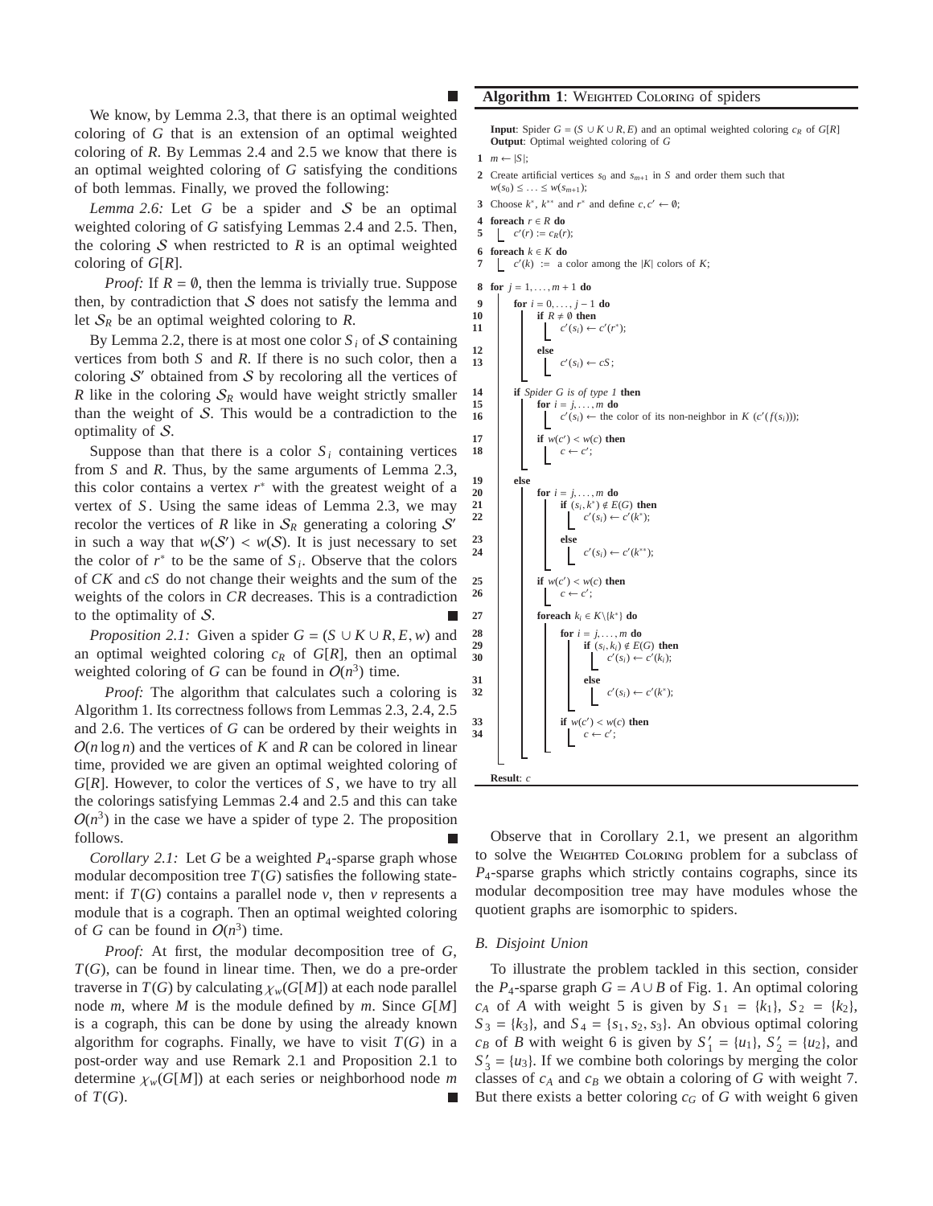We know, by Lemma 2.3, that there is an optimal weighted coloring of $G$ that is an extension of an optimal weighted coloring of $R$. By Lemmas 2.4 and 2.5 we know that there is an optimal weighted coloring of $G$ satisfying the conditions of both lemmas. Finally, we proved the following:

*Lemma 2.6:* Let $G$ be a spider and $\mathcal{S}$ be an optimal weighted coloring of $G$ satisfying Lemmas 2.4 and 2.5. Then, the coloring $\mathcal{S}$ when restricted to $R$ is an optimal weighted coloring of $G[R]$.

*Proof:* If $R = \emptyset$, then the lemma is trivially true. Suppose then, by contradiction that $\mathcal{S}$ does not satisfy the lemma and let $\mathcal{S}_R$ be an optimal weighted coloring to $R$.

By Lemma 2.2, there is at most one color $S_i$ of $\mathcal{S}$ containing vertices from both $S$ and $R$. If there is no such color, then a coloring $\mathcal{S}'$ obtained from $\mathcal{S}$ by recoloring all the vertices of $R$ like in the coloring $\mathcal{S}_R$ would have weight strictly smaller than the weight of $\mathcal{S}$. This would be a contradiction to the optimality of $\mathcal{S}$.

Suppose than that there is a color $S_i$ containing vertices from $S$ and $R$. Thus, by the same arguments of Lemma 2.3, this color contains a vertex $r^*$ with the greatest weight of a vertex of $S$. Using the same ideas of Lemma 2.3, we may recolor the vertices of $R$ like in $\mathcal{S}_R$ generating a coloring $\mathcal{S}'$ in such a way that $w(\mathcal{S}') < w(\mathcal{S})$. It is just necessary to set the color of $r^*$ to be the same of $S_i$. Observe that the colors of $CK$ and $cS$ do not change their weights and the sum of the weights of the colors in $CR$ decreases. This is a contradiction to the optimality of $\mathcal{S}$. ∎

*Proposition 2.1:* Given a spider $G = (S \cup K \cup R, E, w)$ and an optimal weighted coloring $c_R$ of $G[R]$, then an optimal weighted coloring of $G$ can be found in $O(n^3)$ time.

*Proof:* The algorithm that calculates such a coloring is Algorithm 1. Its correctness follows from Lemmas 2.3, 2.4, 2.5 and 2.6. The vertices of $G$ can be ordered by their weights in $O(n \log n)$ and the vertices of $K$ and $R$ can be colored in linear time, provided we are given an optimal weighted coloring of $G[R]$. However, to color the vertices of $S$, we have to try all the colorings satisfying Lemmas 2.4 and 2.5 and this can take $O(n^3)$ in the case we have a spider of type 2. The proposition follows. ∎

*Corollary 2.1:* Let $G$ be a weighted $P_4$-sparse graph whose modular decomposition tree $T(G)$ satisfies the following statement: if $T(G)$ contains a parallel node $v$, then $v$ represents a module that is a cograph. Then an optimal weighted coloring of $G$ can be found in $O(n^3)$ time.

*Proof:* At first, the modular decomposition tree of $G$, $T(G)$, can be found in linear time. Then, we do a pre-order traverse in $T(G)$ by calculating $\chi_w(G[M])$ at each node parallel node $m$, where $M$ is the module defined by $m$. Since $G[M]$ is a cograph, this can be done by using the already known algorithm for cographs. Finally, we have to visit $T(G)$ in a post-order way and use Remark 2.1 and Proposition 2.1 to determine $\chi_w(G[M])$ at each series or neighborhood node $m$ of $T(G)$. ∎

**Algorithm 1**: WEIGHTED COLORING of spiders

```
Input: Spider G = (S ∪ K ∪ R, E) and an optimal weighted coloring c_R of G[R]
Output: Optimal weighted coloring of G
1  m ← |S|;
2  Create artificial vertices s_0 and s_{m+1} in S and order them such that
   w(s_0) ≤ ... ≤ w(s_{m+1});
3  Choose k*, k** and r* and define c, c' ← ∅;
4  foreach r ∈ R do
5      c'(r) := c_R(r);
6  foreach k ∈ K do
7      c'(k) := a color among the |K| colors of K;
8  for j = 1, ..., m+1 do
9      for i = 0, ..., j−1 do
10         if R ≠ ∅ then
11             c'(s_i) ← c'(r*);
12         else
13             c'(s_i) ← cS;
14     if Spider G is of type 1 then
15         for i = j, ..., m do
16             c'(s_i) ← the color of its non-neighbor in K (c'(f(s_i)));
17         if w(c') < w(c) then
18             c ← c';
19     else
20         for i = j, ..., m do
21             if (s_i, k*) ∉ E(G) then
22                 c'(s_i) ← c'(k*);
23             else
24                 c'(s_i) ← c'(k**);
25         if w(c') < w(c) then
26             c ← c';
27         foreach k_i ∈ K\{k*} do
28             for i = j, ..., m do
29                 if (s_i, k_i) ∉ E(G) then
30                     c'(s_i) ← c'(k_i);
31                 else
32                     c'(s_i) ← c'(k*);
33             if w(c') < w(c) then
34                 c ← c';
Result: c
```

Observe that in Corollary 2.1, we present an algorithm to solve the WEIGHTED COLORING problem for a subclass of $P_4$-sparse graphs which strictly contains cographs, since its modular decomposition tree may have modules whose the quotient graphs are isomorphic to spiders.

### B. Disjoint Union

To illustrate the problem tackled in this section, consider the $P_4$-sparse graph $G = A \cup B$ of Fig. 1. An optimal coloring $c_A$ of $A$ with weight 5 is given by $S_1 = \{k_1\}$, $S_2 = \{k_2\}$, $S_3 = \{k_3\}$, and $S_4 = \{s_1, s_2, s_3\}$. An obvious optimal coloring $c_B$ of $B$ with weight 6 is given by $S'_1 = \{u_1\}$, $S'_2 = \{u_2\}$, and $S'_3 = \{u_3\}$. If we combine both colorings by merging the color classes of $c_A$ and $c_B$ we obtain a coloring of $G$ with weight 7. But there exists a better coloring $c_G$ of $G$ with weight 6 given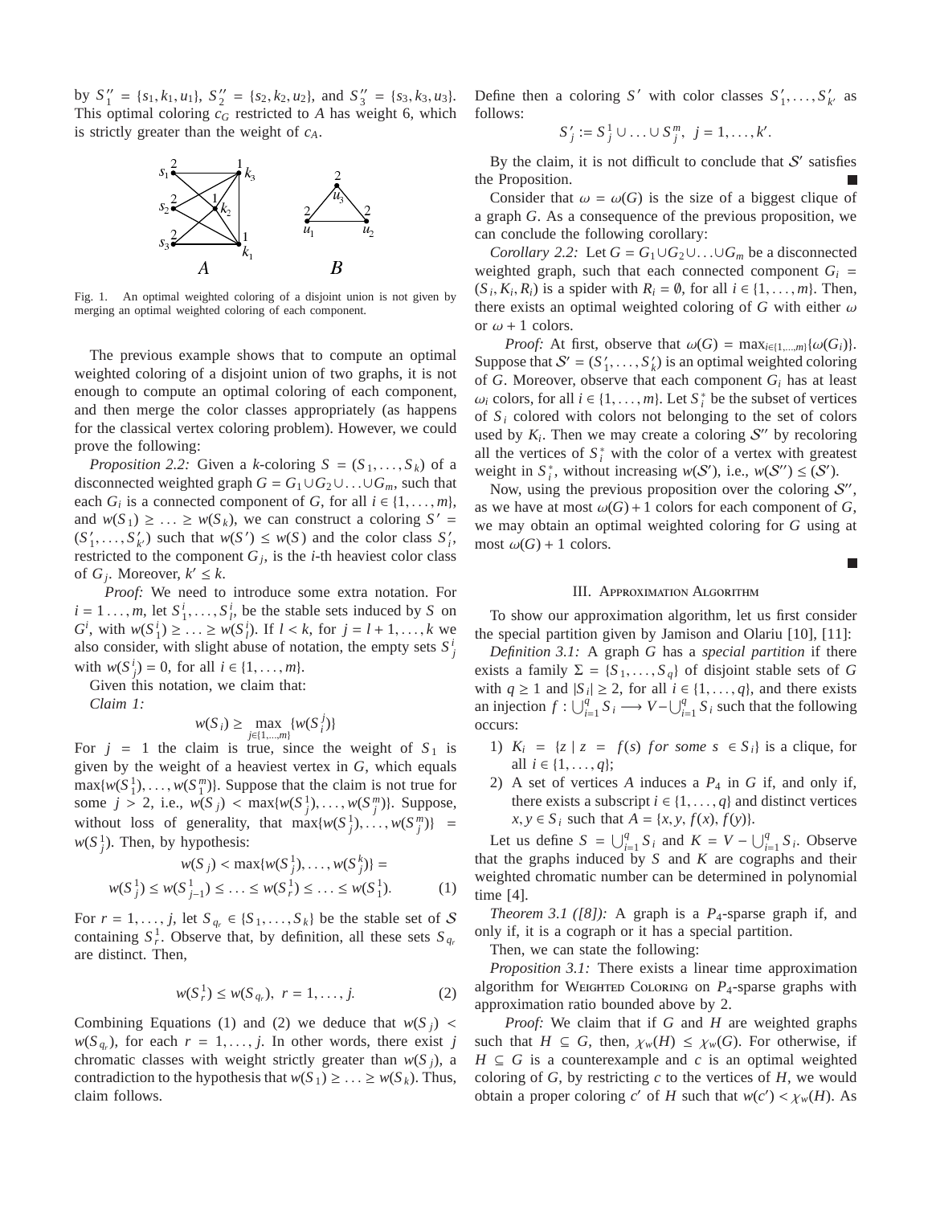by $S''_1 = \{s_1, k_1, u_1\}$, $S''_2 = \{s_2, k_2, u_2\}$, and $S''_3 = \{s_3, k_3, u_3\}$. This optimal coloring $c_G$ restricted to $A$ has weight 6, which is strictly greater than the weight of $c_A$.

Fig. 1. An optimal weighted coloring of a disjoint union is not given by merging an optimal weighted coloring of each component.

The previous example shows that to compute an optimal weighted coloring of a disjoint union of two graphs, it is not enough to compute an optimal coloring of each component, and then merge the color classes appropriately (as happens for the classical vertex coloring problem). However, we could prove the following:

*Proposition 2.2:* Given a $k$-coloring $S = (S_1, \ldots, S_k)$ of a disconnected weighted graph $G = G_1 \cup G_2 \cup \ldots \cup G_m$, such that each $G_i$ is a connected component of $G$, for all $i \in \{1, \ldots, m\}$, and $w(S_1) \geq \ldots \geq w(S_k)$, we can construct a coloring $S' = (S'_1, \ldots, S'_{k'})$ such that $w(S') \leq w(S)$ and the color class $S'_i$, restricted to the component $G_j$, is the $i$-th heaviest color class of $G_j$. Moreover, $k' \leq k$.

*Proof:* We need to introduce some extra notation. For $i = 1 \ldots, m$, let $S^i_1, \ldots, S^i_l$, be the stable sets induced by $S$ on $G^i$, with $w(S^i_1) \geq \ldots \geq w(S^i_l)$. If $l < k$, for $j = l+1, \ldots, k$ we also consider, with slight abuse of notation, the empty sets $S^i_j$ with $w(S^i_j) = 0$, for all $i \in \{1, \ldots, m\}$.

Given this notation, we claim that:

*Claim 1:*

$$w(S_i) \geq \max_{j \in \{1,\ldots,m\}} \{w(S^j_i)\}$$

For $j = 1$ the claim is true, since the weight of $S_1$ is given by the weight of a heaviest vertex in $G$, which equals $\max\{w(S^1_1), \ldots, w(S^m_1)\}$. Suppose that the claim is not true for some $j > 2$, i.e., $w(S_j) < \max\{w(S^1_j), \ldots, w(S^m_j)\}$. Suppose, without loss of generality, that $\max\{w(S^1_j), \ldots, w(S^m_j)\} = w(S^1_j)$. Then, by hypothesis:

$$\begin{aligned} w(S_j) < \max\{w(S^1_j), \ldots, w(S^k_j)\} = \\ w(S^1_j) \leq w(S^1_{j-1}) \leq \ldots \leq w(S^1_r) \leq \ldots \leq w(S^1_1). \end{aligned} \tag{1}$$

For $r = 1, \ldots, j$, let $S_{q_r} \in \{S_1, \ldots, S_k\}$ be the stable set of $\mathcal{S}$ containing $S^1_r$. Observe that, by definition, all these sets $S_{q_r}$ are distinct. Then,

$$w(S^1_r) \leq w(S_{q_r}), \ r = 1, \ldots, j. \tag{2}$$

Combining Equations (1) and (2) we deduce that $w(S_j) < w(S_{q_r})$, for each $r = 1, \ldots, j$. In other words, there exist $j$ chromatic classes with weight strictly greater than $w(S_j)$, a contradiction to the hypothesis that $w(S_1) \geq \ldots \geq w(S_k)$. Thus, claim follows.

Define then a coloring $S'$ with color classes $S'_1, \ldots, S'_{k'}$ as follows:

$$S'_j := S^1_j \cup \ldots \cup S^m_j, \ j = 1, \ldots, k'.$$

By the claim, it is not difficult to conclude that $\mathcal{S}'$ satisfies the Proposition. ■

Consider that $\omega = \omega(G)$ is the size of a biggest clique of a graph $G$. As a consequence of the previous proposition, we can conclude the following corollary:

*Corollary 2.2:* Let $G = G_1 \cup G_2 \cup \ldots \cup G_m$ be a disconnected weighted graph, such that each connected component $G_i = (S_i, K_i, R_i)$ is a spider with $R_i = \emptyset$, for all $i \in \{1, \ldots, m\}$. Then, there exists an optimal weighted coloring of $G$ with either $\omega$ or $\omega + 1$ colors.

*Proof:* At first, observe that $\omega(G) = \max_{i \in \{1,\ldots,m\}}\{\omega(G_i)\}$. Suppose that $\mathcal{S}' = (S'_1, \ldots, S'_k)$ is an optimal weighted coloring of $G$. Moreover, observe that each component $G_i$ has at least $\omega_i$ colors, for all $i \in \{1, \ldots, m\}$. Let $S^*_i$ be the subset of vertices of $S_i$ colored with colors not belonging to the set of colors used by $K_i$. Then we may create a coloring $\mathcal{S}''$ by recoloring all the vertices of $S^*_i$ with the color of a vertex with greatest weight in $S^*_i$, without increasing $w(\mathcal{S}')$, i.e., $w(\mathcal{S}'') \leq (\mathcal{S}')$.

Now, using the previous proposition over the coloring $\mathcal{S}''$, as we have at most $\omega(G) + 1$ colors for each component of $G$, we may obtain an optimal weighted coloring for $G$ using at most $\omega(G) + 1$ colors. ■

## III. Approximation Algorithm

To show our approximation algorithm, let us first consider the special partition given by Jamison and Olariu [10], [11]:

*Definition 3.1:* A graph $G$ has a *special partition* if there exists a family $\Sigma = \{S_1, \ldots, S_q\}$ of disjoint stable sets of $G$ with $q \geq 1$ and $|S_i| \geq 2$, for all $i \in \{1, \ldots, q\}$, and there exists an injection $f : \bigcup_{i=1}^{q} S_i \longrightarrow V - \bigcup_{i=1}^{q} S_i$ such that the following occurs:

1) $K_i = \{z \mid z = f(s) \ \textit{for some} \ s \in S_i\}$ is a clique, for all $i \in \{1, \ldots, q\}$;
2) A set of vertices $A$ induces a $P_4$ in $G$ if, and only if, there exists a subscript $i \in \{1, \ldots, q\}$ and distinct vertices $x, y \in S_i$ such that $A = \{x, y, f(x), f(y)\}$.

Let us define $S = \bigcup_{i=1}^{q} S_i$ and $K = V - \bigcup_{i=1}^{q} S_i$. Observe that the graphs induced by $S$ and $K$ are cographs and their weighted chromatic number can be determined in polynomial time [4].

*Theorem 3.1 ([8]):* A graph is a $P_4$-sparse graph if, and only if, it is a cograph or it has a special partition.

Then, we can state the following:

*Proposition 3.1:* There exists a linear time approximation algorithm for Weighted Coloring on $P_4$-sparse graphs with approximation ratio bounded above by 2.

*Proof:* We claim that if $G$ and $H$ are weighted graphs such that $H \subseteq G$, then, $\chi_w(H) \leq \chi_w(G)$. For otherwise, if $H \subseteq G$ is a counterexample and $c$ is an optimal weighted coloring of $G$, by restricting $c$ to the vertices of $H$, we would obtain a proper coloring $c'$ of $H$ such that $w(c') < \chi_w(H)$. As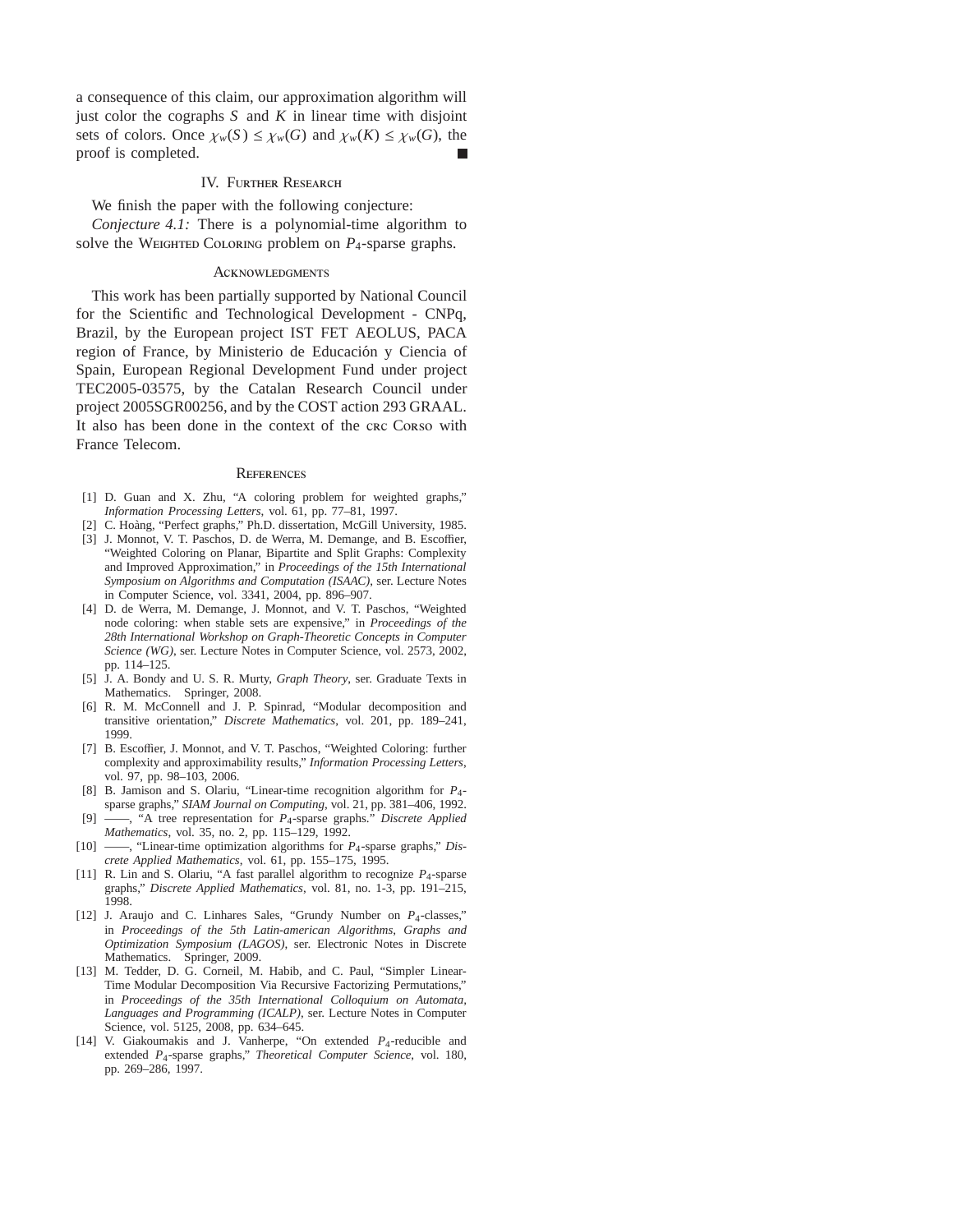a consequence of this claim, our approximation algorithm will just color the cographs $S$ and $K$ in linear time with disjoint sets of colors. Once $\chi_w(S) \leq \chi_w(G)$ and $\chi_w(K) \leq \chi_w(G)$, the proof is completed. ■

## IV. Further Research

We finish the paper with the following conjecture:

*Conjecture 4.1:* There is a polynomial-time algorithm to solve the Weighted Coloring problem on $P_4$-sparse graphs.

## Acknowledgments

This work has been partially supported by National Council for the Scientific and Technological Development - CNPq, Brazil, by the European project IST FET AEOLUS, PACA region of France, by Ministerio de Educación y Ciencia of Spain, European Regional Development Fund under project TEC2005-03575, by the Catalan Research Council under project 2005SGR00256, and by the COST action 293 GRAAL. It also has been done in the context of the crc Corso with France Telecom.

## References

[1] D. Guan and X. Zhu, "A coloring problem for weighted graphs," *Information Processing Letters*, vol. 61, pp. 77–81, 1997.

[2] C. Hoàng, "Perfect graphs," Ph.D. dissertation, McGill University, 1985.

[3] J. Monnot, V. T. Paschos, D. de Werra, M. Demange, and B. Escoffier, "Weighted Coloring on Planar, Bipartite and Split Graphs: Complexity and Improved Approximation," in *Proceedings of the 15th International Symposium on Algorithms and Computation (ISAAC)*, ser. Lecture Notes in Computer Science, vol. 3341, 2004, pp. 896–907.

[4] D. de Werra, M. Demange, J. Monnot, and V. T. Paschos, "Weighted node coloring: when stable sets are expensive," in *Proceedings of the 28th International Workshop on Graph-Theoretic Concepts in Computer Science (WG)*, ser. Lecture Notes in Computer Science, vol. 2573, 2002, pp. 114–125.

[5] J. A. Bondy and U. S. R. Murty, *Graph Theory*, ser. Graduate Texts in Mathematics. Springer, 2008.

[6] R. M. McConnell and J. P. Spinrad, "Modular decomposition and transitive orientation," *Discrete Mathematics*, vol. 201, pp. 189–241, 1999.

[7] B. Escoffier, J. Monnot, and V. T. Paschos, "Weighted Coloring: further complexity and approximability results," *Information Processing Letters*, vol. 97, pp. 98–103, 2006.

[8] B. Jamison and S. Olariu, "Linear-time recognition algorithm for $P_4$-sparse graphs," *SIAM Journal on Computing*, vol. 21, pp. 381–406, 1992.

[9] ——, "A tree representation for $P_4$-sparse graphs." *Discrete Applied Mathematics*, vol. 35, no. 2, pp. 115–129, 1992.

[10] ——, "Linear-time optimization algorithms for $P_4$-sparse graphs," *Discrete Applied Mathematics*, vol. 61, pp. 155–175, 1995.

[11] R. Lin and S. Olariu, "A fast parallel algorithm to recognize $P_4$-sparse graphs," *Discrete Applied Mathematics*, vol. 81, no. 1-3, pp. 191–215, 1998.

[12] J. Araujo and C. Linhares Sales, "Grundy Number on $P_4$-classes," in *Proceedings of the 5th Latin-american Algorithms, Graphs and Optimization Symposium (LAGOS)*, ser. Electronic Notes in Discrete Mathematics. Springer, 2009.

[13] M. Tedder, D. G. Corneil, M. Habib, and C. Paul, "Simpler Linear-Time Modular Decomposition Via Recursive Factorizing Permutations," in *Proceedings of the 35th International Colloquium on Automata, Languages and Programming (ICALP)*, ser. Lecture Notes in Computer Science, vol. 5125, 2008, pp. 634–645.

[14] V. Giakoumakis and J. Vanherpe, "On extended $P_4$-reducible and extended $P_4$-sparse graphs," *Theoretical Computer Science*, vol. 180, pp. 269–286, 1997.